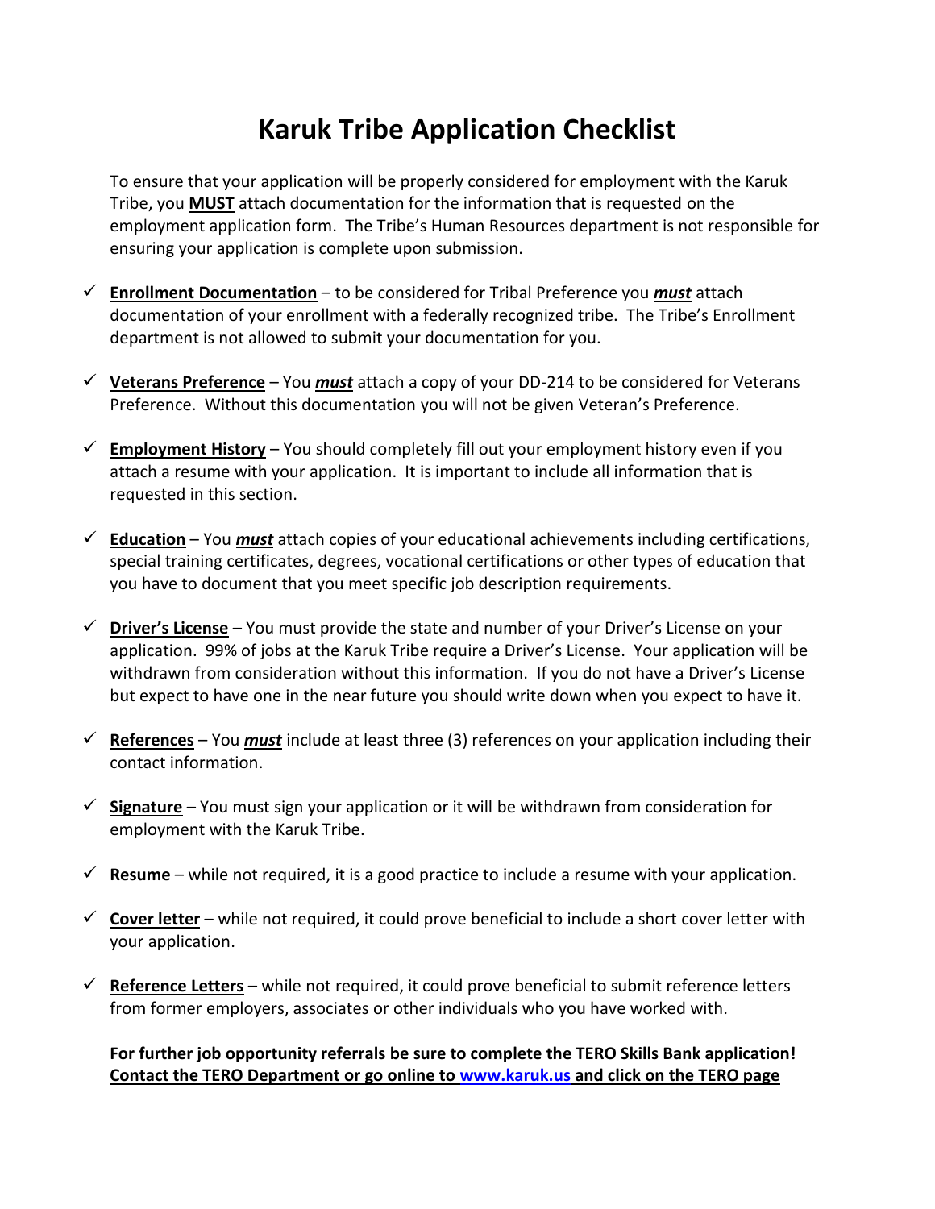# Karuk Tribe Application Checklist

To ensure that your application will be properly considered for employment with the Karuk Tribe, you **MUST** attach documentation for the information that is requested on the employment application form. The Tribe's Human Resources department is not responsible for ensuring your application is complete upon submission.

- ✓ **Enrollment Documentation** – to be considered for Tribal Preference you ***must*** attach documentation of your enrollment with a federally recognized tribe. The Tribe's Enrollment department is not allowed to submit your documentation for you.
- ✓ **Veterans Preference** – You ***must*** attach a copy of your DD-214 to be considered for Veterans Preference. Without this documentation you will not be given Veteran's Preference.
- ✓ **Employment History** – You should completely fill out your employment history even if you attach a resume with your application. It is important to include all information that is requested in this section.
- ✓ **Education** – You ***must*** attach copies of your educational achievements including certifications, special training certificates, degrees, vocational certifications or other types of education that you have to document that you meet specific job description requirements.
- ✓ **Driver's License** – You must provide the state and number of your Driver's License on your application. 99% of jobs at the Karuk Tribe require a Driver's License. Your application will be withdrawn from consideration without this information. If you do not have a Driver's License but expect to have one in the near future you should write down when you expect to have it.
- ✓ **References** – You ***must*** include at least three (3) references on your application including their contact information.
- ✓ **Signature** – You must sign your application or it will be withdrawn from consideration for employment with the Karuk Tribe.
- ✓ **Resume** – while not required, it is a good practice to include a resume with your application.
- ✓ **Cover letter** – while not required, it could prove beneficial to include a short cover letter with your application.
- ✓ **Reference Letters** – while not required, it could prove beneficial to submit reference letters from former employers, associates or other individuals who you have worked with.

**For further job opportunity referrals be sure to complete the TERO Skills Bank application! Contact the TERO Department or go online to www.karuk.us and click on the TERO page**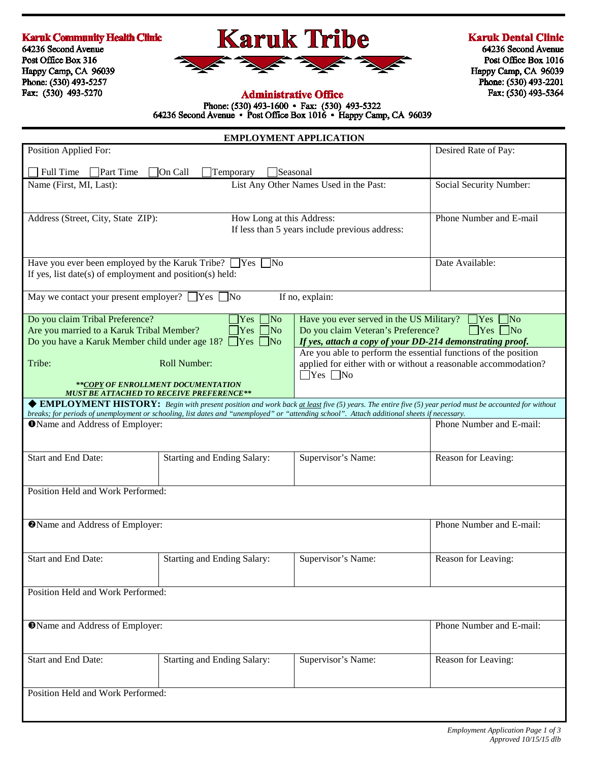**Karuk Community Health Clinic**
64236 Second Avenue
Post Office Box 316
Happy Camp, CA 96039
Phone: (530) 493-5257
Fax: (530) 493-5270

# Karuk Tribe

**Administrative Office**
Phone: (530) 493-1600 • Fax: (530) 493-5322
64236 Second Avenue • Post Office Box 1016 • Happy Camp, CA 96039

**Karuk Dental Clinic**
64236 Second Avenue
Post Office Box 1016
Happy Camp, CA 96039
Phone: (530) 493-2201
Fax: (530) 493-5364

## EMPLOYMENT APPLICATION

| | |
|---|---|
| Position Applied For:<br><br>☐ Full Time ☐ Part Time ☐ On Call ☐ Temporary ☐ Seasonal | Desired Rate of Pay: |
| Name (First, MI, Last): &nbsp;&nbsp;&nbsp; List Any Other Names Used in the Past: | Social Security Number: |
| Address (Street, City, State ZIP): &nbsp;&nbsp;&nbsp; How Long at this Address:<br>If less than 5 years include previous address: | Phone Number and E-mail |
| Have you ever been employed by the Karuk Tribe? ☐ Yes ☐ No<br>If yes, list date(s) of employment and position(s) held: | Date Available: |
| May we contact your present employer? ☐ Yes ☐ No &nbsp;&nbsp;&nbsp; If no, explain: | |

| | |
|---|---|
| Do you claim Tribal Preference? ☐ Yes ☐ No<br>Are you married to a Karuk Tribal Member? ☐ Yes ☐ No<br>Do you have a Karuk Member child under age 18? ☐ Yes ☐ No<br><br>Tribe: &nbsp;&nbsp;&nbsp; Roll Number:<br><br>***__COPY__ OF ENROLLMENT DOCUMENTATION MUST BE ATTACHED TO RECEIVE PREFERENCE*** | Have you ever served in the US Military? ☐ Yes ☐ No<br>Do you claim Veteran's Preference? ☐ Yes ☐ No<br>***If yes, attach a copy of your DD-214 demonstrating proof.***<br>Are you able to perform the essential functions of the position applied for either with or without a reasonable accommodation?<br>☐ Yes ☐ No |

◆ **EMPLOYMENT HISTORY:** *Begin with present position and work back at least five (5) years. The entire five (5) year period must be accounted for without breaks; for periods of unemployment or schooling, list dates and "unemployed" or "attending school". Attach additional sheets if necessary.*

| | | | |
|---|---|---|---|
| ❶Name and Address of Employer: | | | Phone Number and E-mail: |
| Start and End Date: | Starting and Ending Salary: | Supervisor's Name: | Reason for Leaving: |
| Position Held and Work Performed: | | | |
| ❷Name and Address of Employer: | | | Phone Number and E-mail: |
| Start and End Date: | Starting and Ending Salary: | Supervisor's Name: | Reason for Leaving: |
| Position Held and Work Performed: | | | |
| ❸Name and Address of Employer: | | | Phone Number and E-mail: |
| Start and End Date: | Starting and Ending Salary: | Supervisor's Name: | Reason for Leaving: |
| Position Held and Work Performed: | | | |

*Employment Application Page 1 of 3*
*Approved 10/15/15 dlb*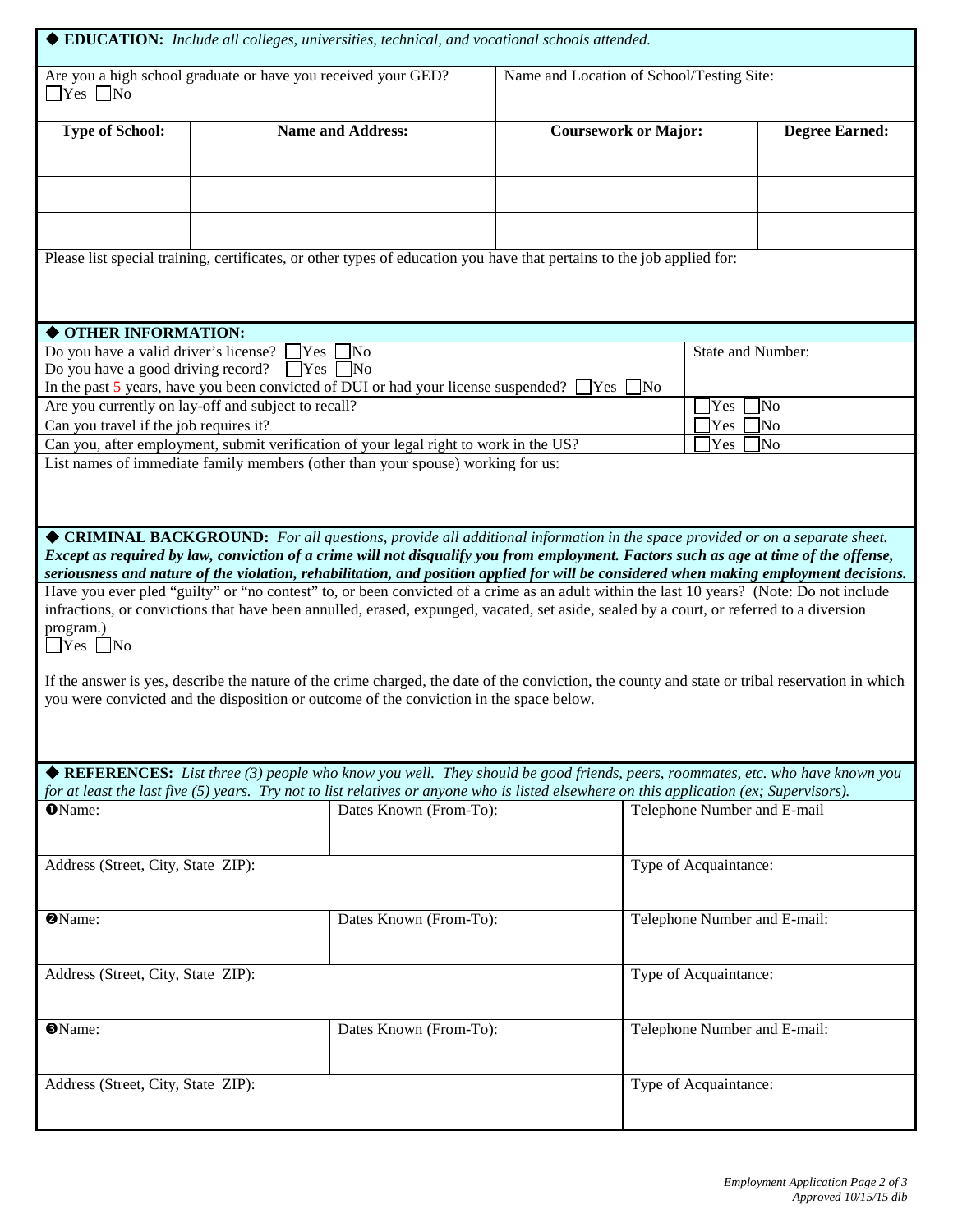## ◆ EDUCATION: *Include all colleges, universities, technical, and vocational schools attended.*

| Are you a high school graduate or have you received your GED? ☐Yes ☐No | Name and Location of School/Testing Site: |
|---|---|

| Type of School: | Name and Address: | Coursework or Major: | Degree Earned: |
|---|---|---|---|
| | | | |
| | | | |
| | | | |

Please list special training, certificates, or other types of education you have that pertains to the job applied for:

## ◆ OTHER INFORMATION:

| | |
|---|---|
| Do you have a valid driver's license? ☐Yes ☐No<br>Do you have a good driving record? ☐Yes ☐No<br>In the past 5 years, have you been convicted of DUI or had your license suspended? ☐Yes ☐No | State and Number: |
| Are you currently on lay-off and subject to recall? | ☐Yes ☐No |
| Can you travel if the job requires it? | ☐Yes ☐No |
| Can you, after employment, submit verification of your legal right to work in the US? | ☐Yes ☐No |

List names of immediate family members (other than your spouse) working for us:

## ◆ CRIMINAL BACKGROUND: *For all questions, provide all additional information in the space provided or on a separate sheet.*

***Except as required by law, conviction of a crime will not disqualify you from employment. Factors such as age at time of the offense, seriousness and nature of the violation, rehabilitation, and position applied for will be considered when making employment decisions.***

Have you ever pled "guilty" or "no contest" to, or been convicted of a crime as an adult within the last 10 years? (Note: Do not include infractions, or convictions that have been annulled, erased, expunged, vacated, set aside, sealed by a court, or referred to a diversion program.)
☐Yes ☐No

If the answer is yes, describe the nature of the crime charged, the date of the conviction, the county and state or tribal reservation in which you were convicted and the disposition or outcome of the conviction in the space below.

## ◆ REFERENCES: *List three (3) people who know you well. They should be good friends, peers, roommates, etc. who have known you for at least the last five (5) years. Try not to list relatives or anyone who is listed elsewhere on this application (ex; Supervisors).*

| ❶Name: | Dates Known (From-To): | Telephone Number and E-mail |
|---|---|---|
| Address (Street, City, State ZIP): | | Type of Acquaintance: |
| ❷Name: | Dates Known (From-To): | Telephone Number and E-mail: |
| Address (Street, City, State ZIP): | | Type of Acquaintance: |
| ❸Name: | Dates Known (From-To): | Telephone Number and E-mail: |
| Address (Street, City, State ZIP): | | Type of Acquaintance: |

*Approved 10/15/15 dlb*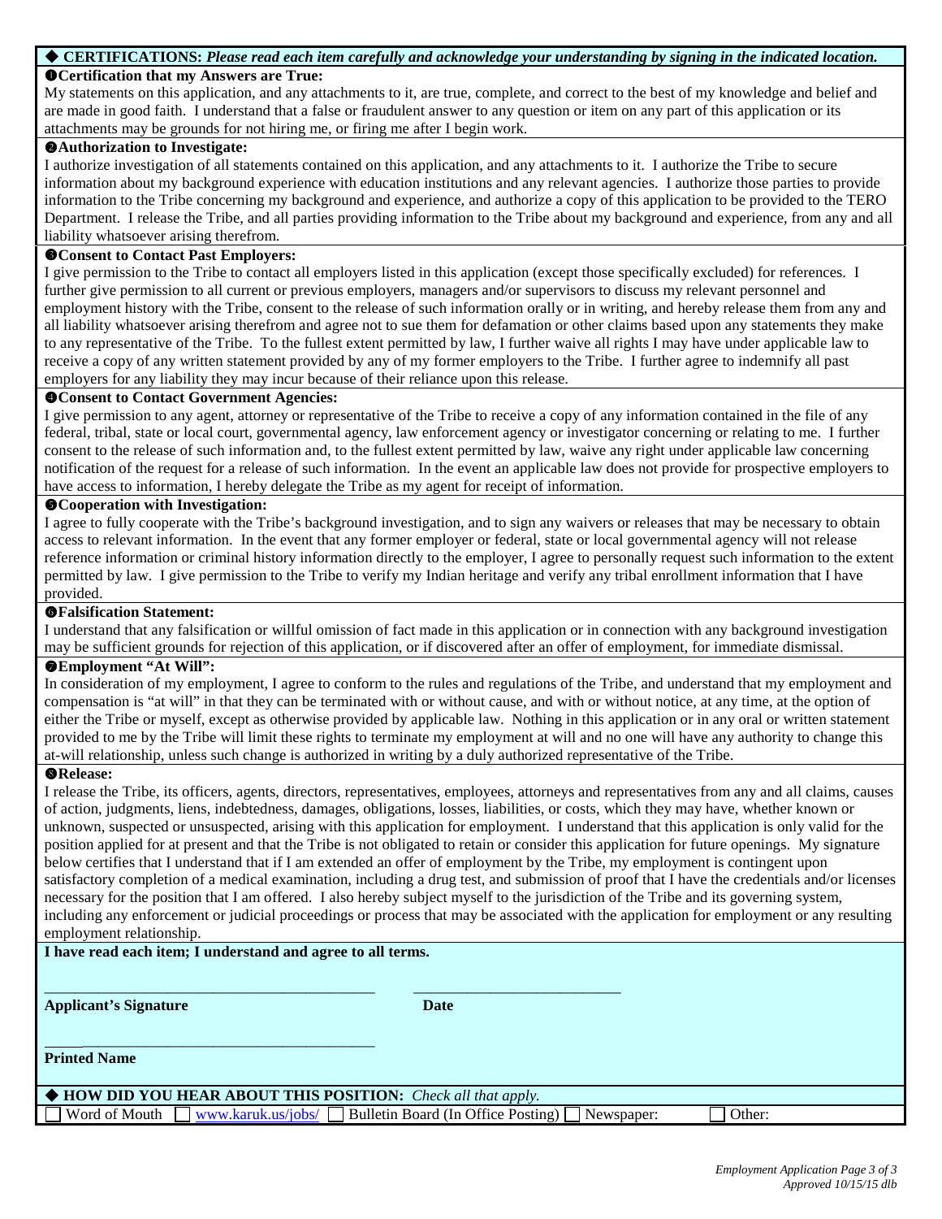## ◆ CERTIFICATIONS: *Please read each item carefully and acknowledge your understanding by signing in the indicated location.*

### ❶Certification that my Answers are True:

My statements on this application, and any attachments to it, are true, complete, and correct to the best of my knowledge and belief and are made in good faith. I understand that a false or fraudulent answer to any question or item on any part of this application or its attachments may be grounds for not hiring me, or firing me after I begin work.

### ❷Authorization to Investigate:

I authorize investigation of all statements contained on this application, and any attachments to it. I authorize the Tribe to secure information about my background experience with education institutions and any relevant agencies. I authorize those parties to provide information to the Tribe concerning my background and experience, and authorize a copy of this application to be provided to the TERO Department. I release the Tribe, and all parties providing information to the Tribe about my background and experience, from any and all liability whatsoever arising therefrom.

### ❸Consent to Contact Past Employers:

I give permission to the Tribe to contact all employers listed in this application (except those specifically excluded) for references. I further give permission to all current or previous employers, managers and/or supervisors to discuss my relevant personnel and employment history with the Tribe, consent to the release of such information orally or in writing, and hereby release them from any and all liability whatsoever arising therefrom and agree not to sue them for defamation or other claims based upon any statements they make to any representative of the Tribe. To the fullest extent permitted by law, I further waive all rights I may have under applicable law to receive a copy of any written statement provided by any of my former employers to the Tribe. I further agree to indemnify all past employers for any liability they may incur because of their reliance upon this release.

### ❹Consent to Contact Government Agencies:

I give permission to any agent, attorney or representative of the Tribe to receive a copy of any information contained in the file of any federal, tribal, state or local court, governmental agency, law enforcement agency or investigator concerning or relating to me. I further consent to the release of such information and, to the fullest extent permitted by law, waive any right under applicable law concerning notification of the request for a release of such information. In the event an applicable law does not provide for prospective employers to have access to information, I hereby delegate the Tribe as my agent for receipt of information.

### ❺Cooperation with Investigation:

I agree to fully cooperate with the Tribe's background investigation, and to sign any waivers or releases that may be necessary to obtain access to relevant information. In the event that any former employer or federal, state or local governmental agency will not release reference information or criminal history information directly to the employer, I agree to personally request such information to the extent permitted by law. I give permission to the Tribe to verify my Indian heritage and verify any tribal enrollment information that I have provided.

### ❻Falsification Statement:

I understand that any falsification or willful omission of fact made in this application or in connection with any background investigation may be sufficient grounds for rejection of this application, or if discovered after an offer of employment, for immediate dismissal.

### ❼Employment "At Will":

In consideration of my employment, I agree to conform to the rules and regulations of the Tribe, and understand that my employment and compensation is "at will" in that they can be terminated with or without cause, and with or without notice, at any time, at the option of either the Tribe or myself, except as otherwise provided by applicable law. Nothing in this application or in any oral or written statement provided to me by the Tribe will limit these rights to terminate my employment at will and no one will have any authority to change this at-will relationship, unless such change is authorized in writing by a duly authorized representative of the Tribe.

### ❽Release:

I release the Tribe, its officers, agents, directors, representatives, employees, attorneys and representatives from any and all claims, causes of action, judgments, liens, indebtedness, damages, obligations, losses, liabilities, or costs, which they may have, whether known or unknown, suspected or unsuspected, arising with this application for employment. I understand that this application is only valid for the position applied for at present and that the Tribe is not obligated to retain or consider this application for future openings. My signature below certifies that I understand that if I am extended an offer of employment by the Tribe, my employment is contingent upon satisfactory completion of a medical examination, including a drug test, and submission of proof that I have the credentials and/or licenses necessary for the position that I am offered. I also hereby subject myself to the jurisdiction of the Tribe and its governing system, including any enforcement or judicial proceedings or process that may be associated with the application for employment or any resulting employment relationship.

**I have read each item; I understand and agree to all terms.**

\_\_\_\_\_\_\_\_\_\_\_\_\_\_\_\_\_\_\_\_\_\_\_\_\_\_\_\_\_\_\_\_\_\_\_\_\_\_\_\_\_ \_\_\_\_\_\_\_\_\_\_\_\_\_\_\_\_\_\_\_\_\_\_\_\_\_\_

**Applicant's Signature** **Date**

\_\_\_\_\_\_\_\_\_\_\_\_\_\_\_\_\_\_\_\_\_\_\_\_\_\_\_\_\_\_\_\_\_\_\_\_\_\_\_\_\_

**Printed Name**

## ◆ HOW DID YOU HEAR ABOUT THIS POSITION: *Check all that apply.*

☐ Word of Mouth ☐ www.karuk.us/jobs/ ☐ Bulletin Board (In Office Posting) ☐ Newspaper: ☐ Other:

*Approved 10/15/15 dlb*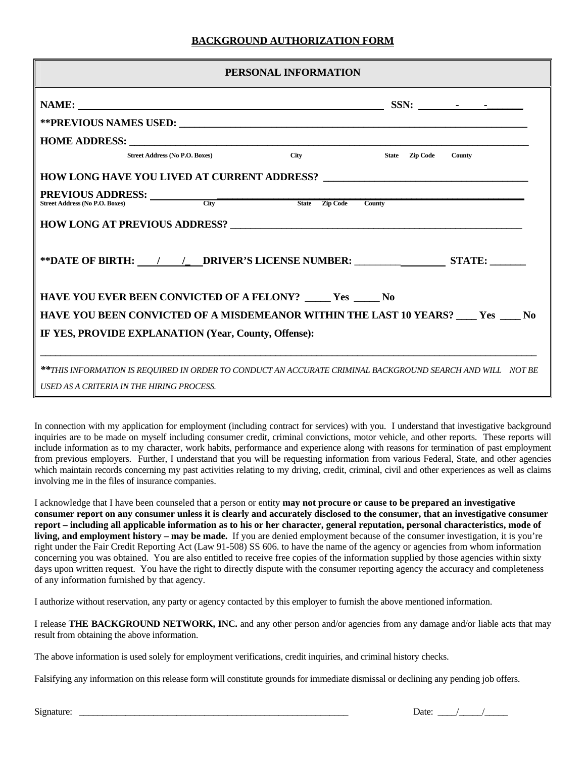# BACKGROUND AUTHORIZATION FORM

## PERSONAL INFORMATION

**NAME:** ______________________________ **SSN:** ____-____-______

****PREVIOUS NAMES USED:** ______________________________

**HOME ADDRESS:** ______________________________
Street Address (No P.O. Boxes) City State Zip Code County

**HOW LONG HAVE YOU LIVED AT CURRENT ADDRESS?** ______________________________

**PREVIOUS ADDRESS:** ______________________________
Street Address (No P.O. Boxes) City State Zip Code County

**HOW LONG AT PREVIOUS ADDRESS?** ______________________________

****DATE OF BIRTH:** ____/____/____ **DRIVER'S LICENSE NUMBER:** ________________ **STATE:** _______

**HAVE YOU EVER BEEN CONVICTED OF A FELONY?** _____ **Yes** _____ **No**

**HAVE YOU BEEN CONVICTED OF A MISDEMEANOR WITHIN THE LAST 10 YEARS?** ____ **Yes** ____ **No**

**IF YES, PROVIDE EXPLANATION (Year, County, Offense):**

______________________________________________________________________

***\*\*THIS INFORMATION IS REQUIRED IN ORDER TO CONDUCT AN ACCURATE CRIMINAL BACKGROUND SEARCH AND WILL NOT BE USED AS A CRITERIA IN THE HIRING PROCESS.***

In connection with my application for employment (including contract for services) with you. I understand that investigative background inquiries are to be made on myself including consumer credit, criminal convictions, motor vehicle, and other reports. These reports will include information as to my character, work habits, performance and experience along with reasons for termination of past employment from previous employers. Further, I understand that you will be requesting information from various Federal, State, and other agencies which maintain records concerning my past activities relating to my driving, credit, criminal, civil and other experiences as well as claims involving me in the files of insurance companies.

I acknowledge that I have been counseled that a person or entity **may not procure or cause to be prepared an investigative consumer report on any consumer unless it is clearly and accurately disclosed to the consumer, that an investigative consumer report – including all applicable information as to his or her character, general reputation, personal characteristics, mode of living, and employment history – may be made.** If you are denied employment because of the consumer investigation, it is you're right under the Fair Credit Reporting Act (Law 91-508) SS 606. to have the name of the agency or agencies from whom information concerning you was obtained. You are also entitled to receive free copies of the information supplied by those agencies within sixty days upon written request. You have the right to directly dispute with the consumer reporting agency the accuracy and completeness of any information furnished by that agency.

I authorize without reservation, any party or agency contacted by this employer to furnish the above mentioned information.

I release **THE BACKGROUND NETWORK, INC.** and any other person and/or agencies from any damage and/or liable acts that may result from obtaining the above information.

The above information is used solely for employment verifications, credit inquiries, and criminal history checks.

Falsifying any information on this release form will constitute grounds for immediate dismissal or declining any pending job offers.

Signature: ______________________________ Date: ____/_____/_____